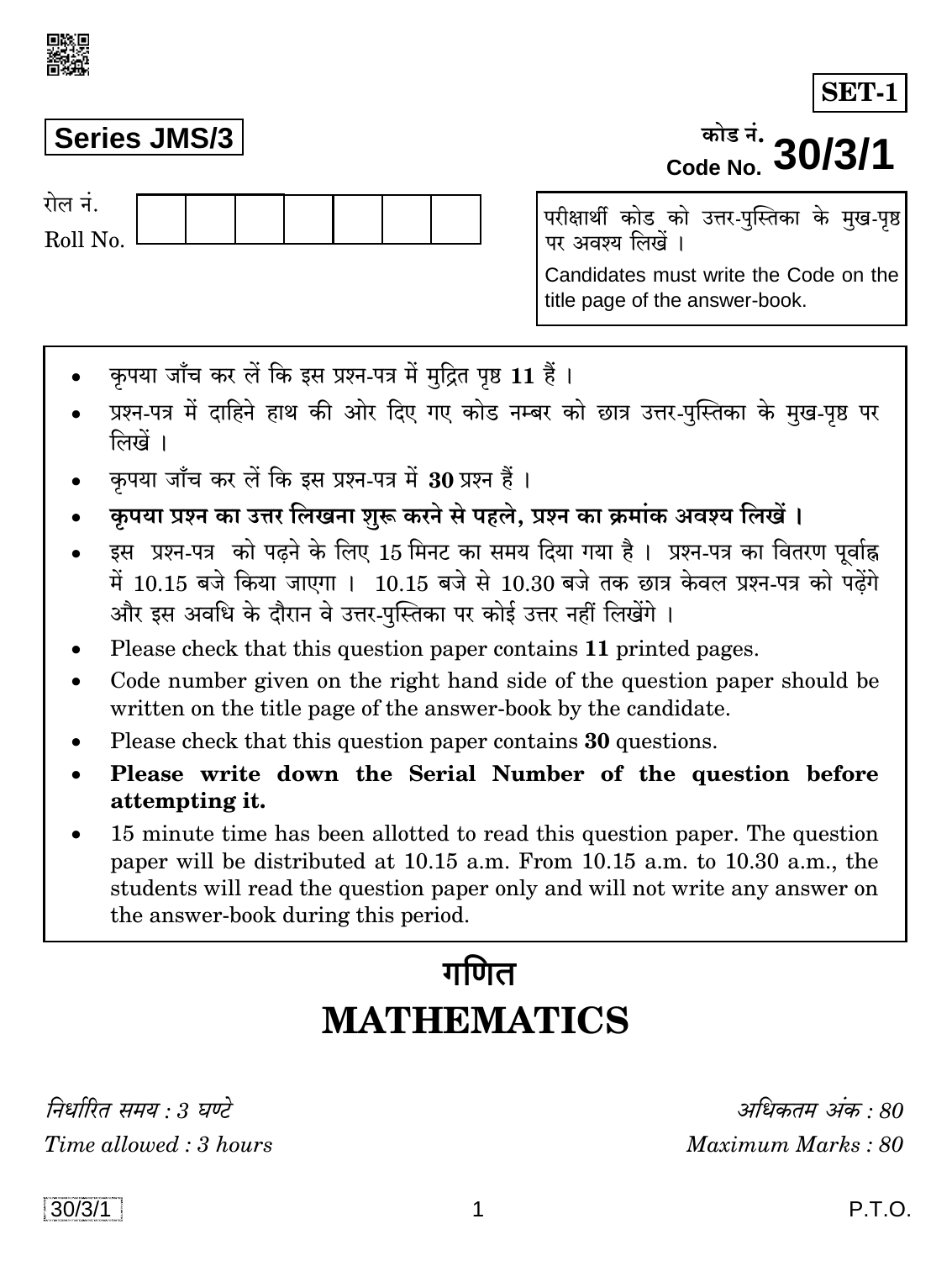**SET-1**

**Series JMS/3**

कोड नं.
Code No. **30/3/1**

रोल नं.
Roll No.

| | | | | | | |
|---|---|---|---|---|---|---|
| | | | | | | |

परीक्षार्थी कोड को उत्तर-पुस्तिका के मुख-पृष्ठ पर अवश्य लिखें ।

Candidates must write the Code on the title page of the answer-book.

- कृपया जाँच कर लें कि इस प्रश्न-पत्र में मुद्रित पृष्ठ **11** हैं ।
- प्रश्न-पत्र में दाहिने हाथ की ओर दिए गए कोड नम्बर को छात्र उत्तर-पुस्तिका के मुख-पृष्ठ पर लिखें ।
- कृपया जाँच कर लें कि इस प्रश्न-पत्र में **30** प्रश्न हैं ।
- **कृपया प्रश्न का उत्तर लिखना शुरू करने से पहले, प्रश्न का क्रमांक अवश्य लिखें ।**
- इस प्रश्न-पत्र को पढ़ने के लिए 15 मिनट का समय दिया गया है । प्रश्न-पत्र का वितरण पूर्वाह्न में 10.15 बजे किया जाएगा । 10.15 बजे से 10.30 बजे तक छात्र केवल प्रश्न-पत्र को पढ़ेंगे और इस अवधि के दौरान वे उत्तर-पुस्तिका पर कोई उत्तर नहीं लिखेंगे ।
- Please check that this question paper contains **11** printed pages.
- Code number given on the right hand side of the question paper should be written on the title page of the answer-book by the candidate.
- Please check that this question paper contains **30** questions.
- **Please write down the Serial Number of the question before attempting it.**
- 15 minute time has been allotted to read this question paper. The question paper will be distributed at 10.15 a.m. From 10.15 a.m. to 10.30 a.m., the students will read the question paper only and will not write any answer on the answer-book during this period.

# गणित
# MATHEMATICS

*निर्धारित समय : 3 घण्टे* | *अधिकतम अंक : 80*

*Time allowed : 3 hours* | *Maximum Marks : 80*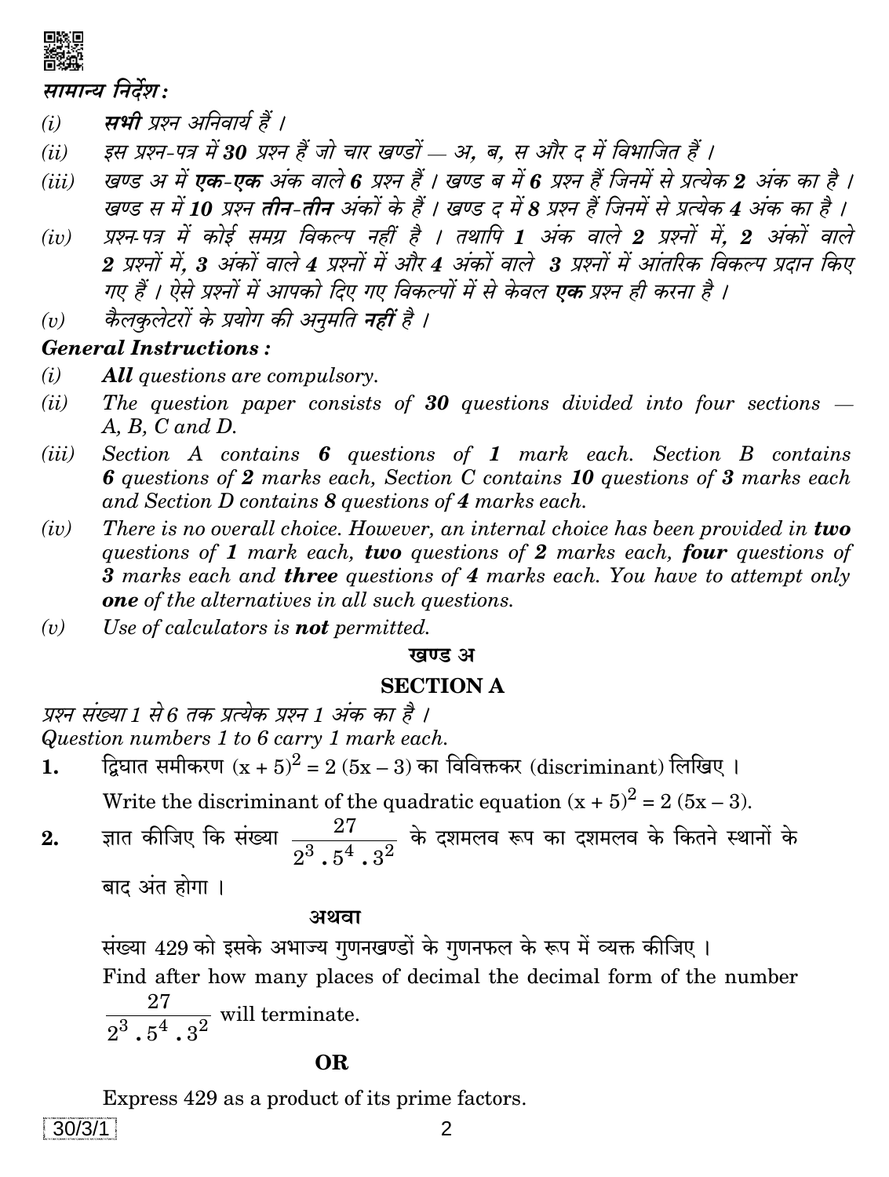*सामान्य निर्देश :*

*(i)* ***सभी*** *प्रश्न अनिवार्य हैं ।*

*(ii)* *इस प्रश्न-पत्र में **30** प्रश्न हैं जो चार खण्डों — अ, ब, स और द में विभाजित हैं ।*

*(iii)* *खण्ड अ में **एक-एक** अंक वाले **6** प्रश्न हैं । खण्ड ब में **6** प्रश्न हैं जिनमें से प्रत्येक **2** अंक का है । खण्ड स में **10** प्रश्न **तीन-तीन** अंकों के हैं । खण्ड द में **8** प्रश्न हैं जिनमें से प्रत्येक **4** अंक का है ।*

*(iv)* *प्रश्न-पत्र में कोई समग्र विकल्प नहीं है । तथापि **1** अंक वाले **2** प्रश्नों में, **2** अंकों वाले **2** प्रश्नों में, **3** अंकों वाले **4** प्रश्नों में और **4** अंकों वाले **3** प्रश्नों में आंतरिक विकल्प प्रदान किए गए हैं । ऐसे प्रश्नों में आपको दिए गए विकल्पों में से केवल **एक** प्रश्न ही करना है ।*

*(v)* *कैलकुलेटरों के प्रयोग की अनुमति **नहीं** है ।*

***General Instructions :***

*(i)* ***All*** *questions are compulsory.*

*(ii)* *The question paper consists of **30** questions divided into four sections — A, B, C and D.*

*(iii)* *Section A contains **6** questions of **1** mark each. Section B contains **6** questions of **2** marks each, Section C contains **10** questions of **3** marks each and Section D contains **8** questions of **4** marks each.*

*(iv)* *There is no overall choice. However, an internal choice has been provided in **two** questions of **1** mark each, **two** questions of **2** marks each, **four** questions of **3** marks each and **three** questions of **4** marks each. You have to attempt only **one** of the alternatives in all such questions.*

*(v)* *Use of calculators is **not** permitted.*

## खण्ड अ

## SECTION A

*प्रश्न संख्या 1 से 6 तक प्रत्येक प्रश्न 1 अंक का है ।*
*Question numbers 1 to 6 carry 1 mark each.*

**1.** द्विघात समीकरण $(x + 5)^2 = 2(5x - 3)$ का विविक्तकर (discriminant) लिखिए ।

Write the discriminant of the quadratic equation $(x + 5)^2 = 2(5x - 3)$.

**2.** ज्ञात कीजिए कि संख्या $\frac{27}{2^3 \cdot 5^4 \cdot 3^2}$ के दशमलव रूप का दशमलव के कितने स्थानों के बाद अंत होगा ।

**अथवा**

संख्या 429 को इसके अभाज्य गुणनखण्डों के गुणनफल के रूप में व्यक्त कीजिए ।

Find after how many places of decimal the decimal form of the number $\frac{27}{2^3 \cdot 5^4 \cdot 3^2}$ will terminate.

**OR**

Express 429 as a product of its prime factors.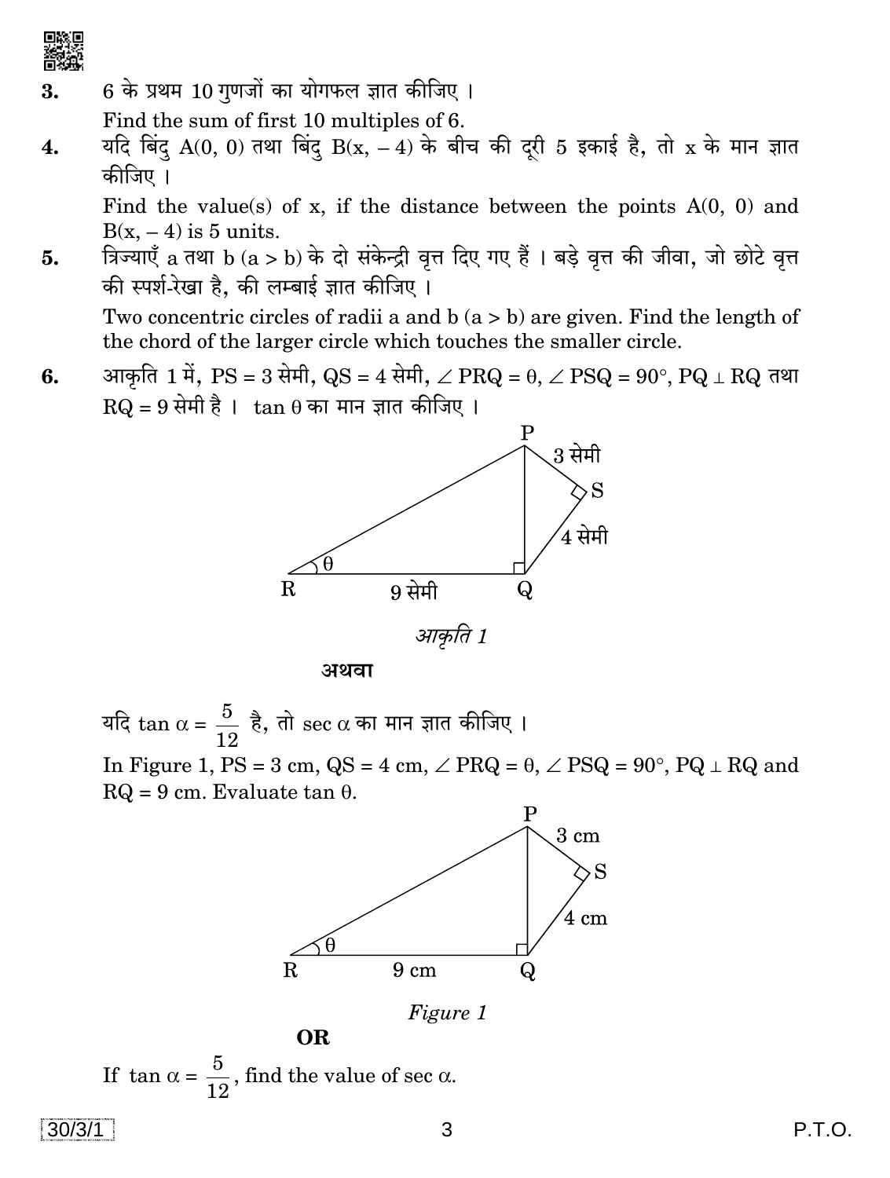**3.** 6 के प्रथम 10 गुणजों का योगफल ज्ञात कीजिए ।

Find the sum of first 10 multiples of 6.

**4.** यदि बिंदु A(0, 0) तथा बिंदु B(x, – 4) के बीच की दूरी 5 इकाई है, तो x के मान ज्ञात कीजिए ।

Find the value(s) of x, if the distance between the points A(0, 0) and B(x, – 4) is 5 units.

**5.** त्रिज्याएँ a तथा b (a > b) के दो संकेन्द्री वृत्त दिए गए हैं । बड़े वृत्त की जीवा, जो छोटे वृत्त की स्पर्श-रेखा है, की लम्बाई ज्ञात कीजिए ।

Two concentric circles of radii a and b (a > b) are given. Find the length of the chord of the larger circle which touches the smaller circle.

**6.** आकृति 1 में, PS = 3 सेमी, QS = 4 सेमी, $\angle$ PRQ = $\theta$, $\angle$ PSQ = 90°, PQ $\perp$ RQ तथा RQ = 9 सेमी है । $\tan \theta$ का मान ज्ञात कीजिए ।

*आकृति 1*

**अथवा**

यदि $\tan \alpha = \frac{5}{12}$ है, तो $\sec \alpha$ का मान ज्ञात कीजिए ।

In Figure 1, PS = 3 cm, QS = 4 cm, $\angle$ PRQ = $\theta$, $\angle$ PSQ = 90°, PQ $\perp$ RQ and RQ = 9 cm. Evaluate $\tan \theta$.

*Figure 1*

**OR**

If $\tan \alpha = \frac{5}{12}$, find the value of $\sec \alpha$.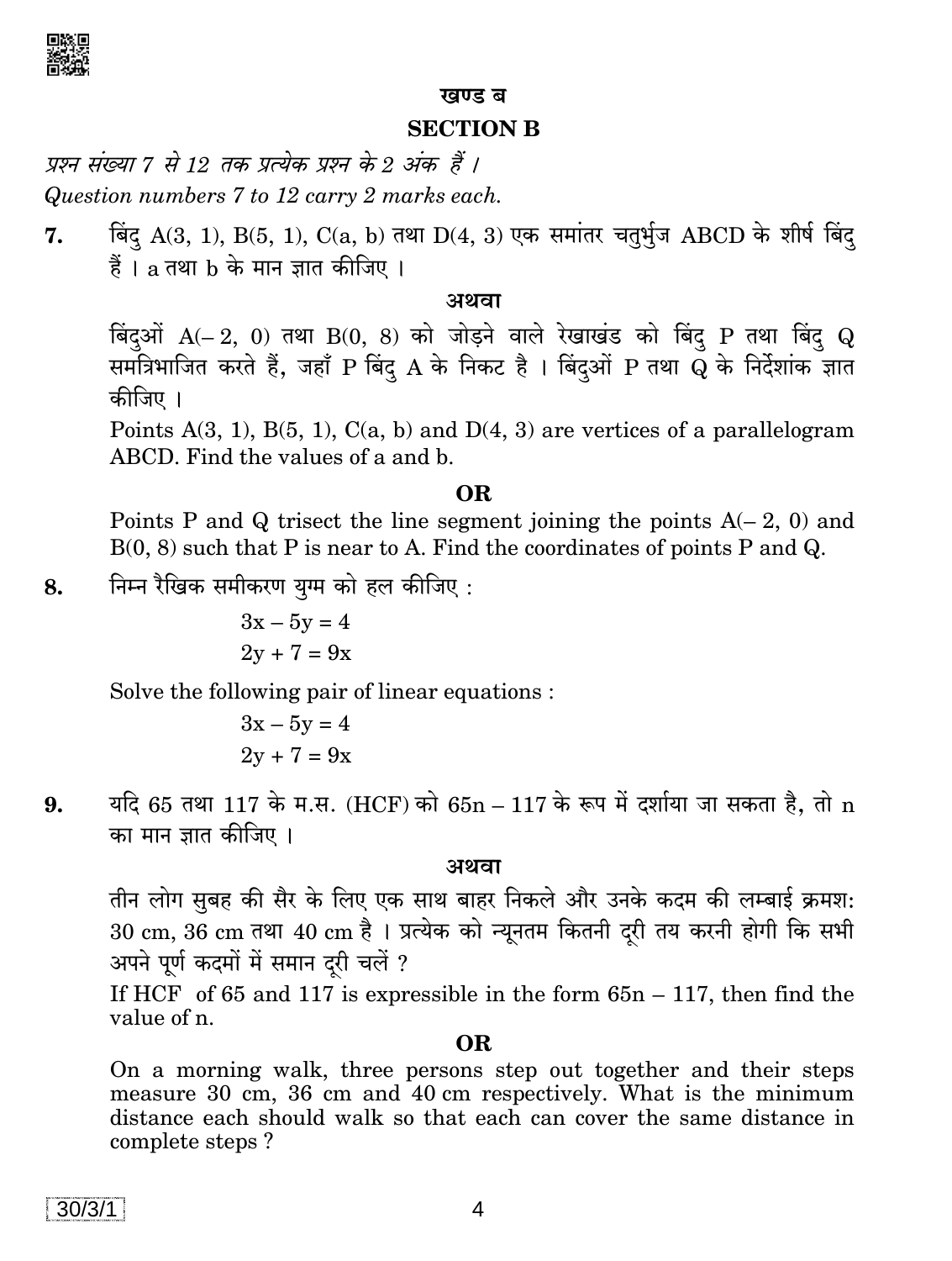## खण्ड ब

## SECTION B

*प्रश्न संख्या 7 से 12 तक प्रत्येक प्रश्न के 2 अंक हैं ।*

*Question numbers 7 to 12 carry 2 marks each.*

**7.** बिंदु A(3, 1), B(5, 1), C(a, b) तथा D(4, 3) एक समांतर चतुर्भुज ABCD के शीर्ष बिंदु हैं । a तथा b के मान ज्ञात कीजिए ।

**अथवा**

बिंदुओं A(– 2, 0) तथा B(0, 8) को जोड़ने वाले रेखाखंड को बिंदु P तथा बिंदु Q समत्रिभाजित करते हैं, जहाँ P बिंदु A के निकट है । बिंदुओं P तथा Q के निर्देशांक ज्ञात कीजिए ।

Points A(3, 1), B(5, 1), C(a, b) and D(4, 3) are vertices of a parallelogram ABCD. Find the values of a and b.

**OR**

Points P and Q trisect the line segment joining the points A(– 2, 0) and B(0, 8) such that P is near to A. Find the coordinates of points P and Q.

**8.** निम्न रैखिक समीकरण युग्म को हल कीजिए :

$$3x - 5y = 4$$
$$2y + 7 = 9x$$

Solve the following pair of linear equations :

$$3x - 5y = 4$$
$$2y + 7 = 9x$$

**9.** यदि 65 तथा 117 के म.स. (HCF) को 65n – 117 के रूप में दर्शाया जा सकता है, तो n का मान ज्ञात कीजिए ।

**अथवा**

तीन लोग सुबह की सैर के लिए एक साथ बाहर निकले और उनके कदम की लम्बाई क्रमशः 30 cm, 36 cm तथा 40 cm है । प्रत्येक को न्यूनतम कितनी दूरी तय करनी होगी कि सभी अपने पूर्ण कदमों में समान दूरी चलें ?

If HCF of 65 and 117 is expressible in the form 65n – 117, then find the value of n.

**OR**

On a morning walk, three persons step out together and their steps measure 30 cm, 36 cm and 40 cm respectively. What is the minimum distance each should walk so that each can cover the same distance in complete steps ?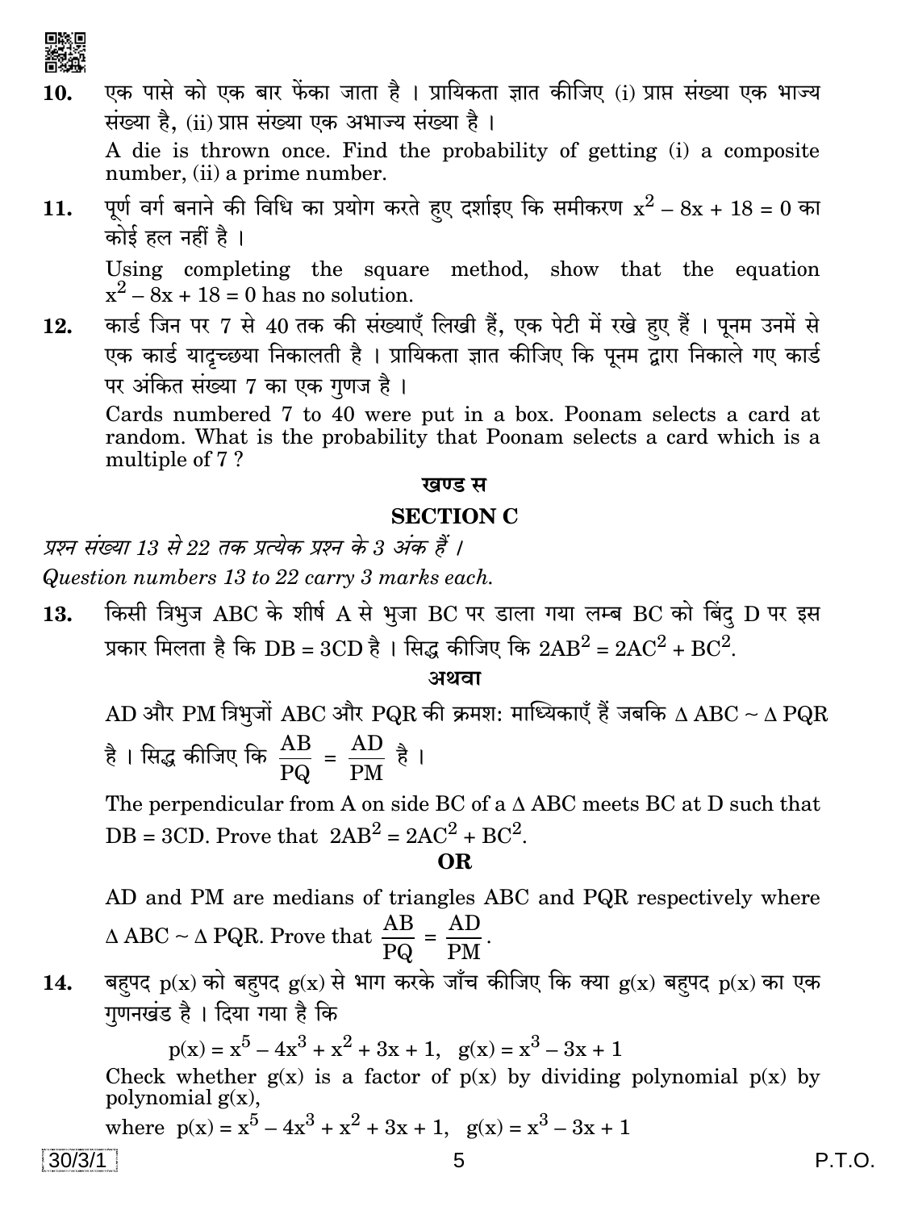10. एक पासे को एक बार फेंका जाता है । प्रायिकता ज्ञात कीजिए (i) प्राप्त संख्या एक भाज्य संख्या है, (ii) प्राप्त संख्या एक अभाज्य संख्या है ।

A die is thrown once. Find the probability of getting (i) a composite number, (ii) a prime number.

11. पूर्ण वर्ग बनाने की विधि का प्रयोग करते हुए दर्शाइए कि समीकरण $x^2 - 8x + 18 = 0$ का कोई हल नहीं है ।

Using completing the square method, show that the equation $x^2 - 8x + 18 = 0$ has no solution.

12. कार्ड जिन पर 7 से 40 तक की संख्याएँ लिखी हैं, एक पेटी में रखे हुए हैं । पूनम उनमें से एक कार्ड यादृच्छया निकालती है । प्रायिकता ज्ञात कीजिए कि पूनम द्वारा निकाले गए कार्ड पर अंकित संख्या 7 का एक गुणज है ।

Cards numbered 7 to 40 were put in a box. Poonam selects a card at random. What is the probability that Poonam selects a card which is a multiple of 7 ?

## खण्ड स

## SECTION C

*प्रश्न संख्या 13 से 22 तक प्रत्येक प्रश्न के 3 अंक हैं ।*

*Question numbers 13 to 22 carry 3 marks each.*

13. किसी त्रिभुज ABC के शीर्ष A से भुजा BC पर डाला गया लम्ब BC को बिंदु D पर इस प्रकार मिलता है कि DB = 3CD है । सिद्ध कीजिए कि $2AB^2 = 2AC^2 + BC^2$.

**अथवा**

AD और PM त्रिभुजों ABC और PQR की क्रमशः माध्यिकाएँ हैं जबकि $\Delta ABC \sim \Delta PQR$ है । सिद्ध कीजिए कि $\dfrac{AB}{PQ} = \dfrac{AD}{PM}$ है ।

The perpendicular from A on side BC of a $\Delta$ ABC meets BC at D such that DB = 3CD. Prove that $2AB^2 = 2AC^2 + BC^2$.

**OR**

AD and PM are medians of triangles ABC and PQR respectively where $\Delta ABC \sim \Delta PQR$. Prove that $\dfrac{AB}{PQ} = \dfrac{AD}{PM}$.

14. बहुपद p(x) को बहुपद g(x) से भाग करके जाँच कीजिए कि क्या g(x) बहुपद p(x) का एक गुणनखंड है । दिया गया है कि

$$p(x) = x^5 - 4x^3 + x^2 + 3x + 1, \quad g(x) = x^3 - 3x + 1$$

Check whether g(x) is a factor of p(x) by dividing polynomial p(x) by polynomial g(x),

where $p(x) = x^5 - 4x^3 + x^2 + 3x + 1, \quad g(x) = x^3 - 3x + 1$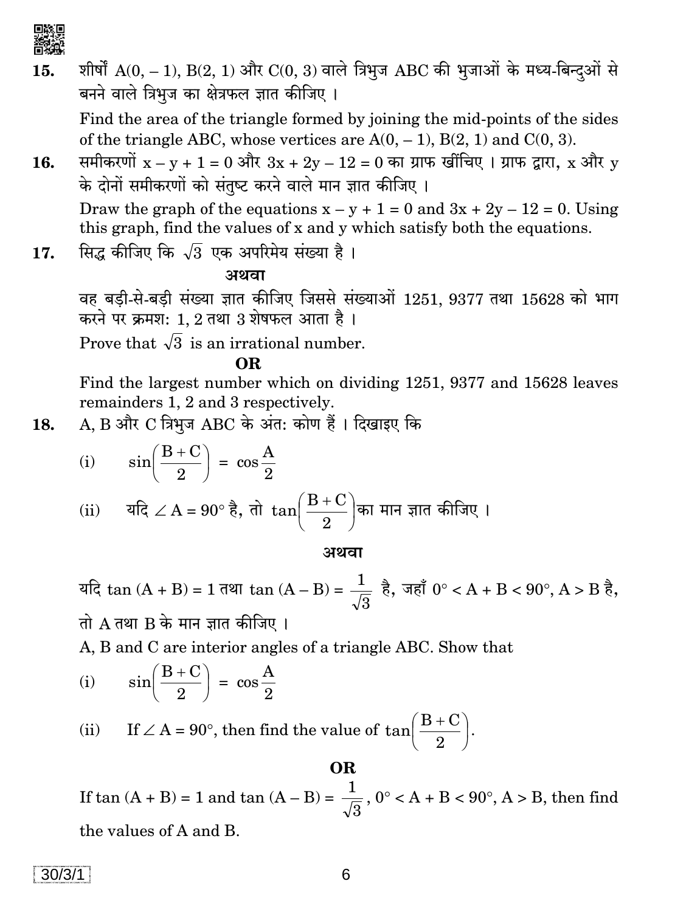**15.** शीर्षों A(0, – 1), B(2, 1) और C(0, 3) वाले त्रिभुज ABC की भुजाओं के मध्य-बिन्दुओं से बनने वाले त्रिभुज का क्षेत्रफल ज्ञात कीजिए ।

Find the area of the triangle formed by joining the mid-points of the sides of the triangle ABC, whose vertices are A(0, – 1), B(2, 1) and C(0, 3).

**16.** समीकरणों $x - y + 1 = 0$ और $3x + 2y - 12 = 0$ का ग्राफ खींचिए । ग्राफ द्वारा, x और y के दोनों समीकरणों को संतुष्ट करने वाले मान ज्ञात कीजिए ।

Draw the graph of the equations $x - y + 1 = 0$ and $3x + 2y - 12 = 0$. Using this graph, find the values of x and y which satisfy both the equations.

**17.** सिद्ध कीजिए कि $\sqrt{3}$ एक अपरिमेय संख्या है ।

**अथवा**

वह बड़ी-से-बड़ी संख्या ज्ञात कीजिए जिससे संख्याओं 1251, 9377 तथा 15628 को भाग करने पर क्रमशः 1, 2 तथा 3 शेषफल आता है ।

Prove that $\sqrt{3}$ is an irrational number.

**OR**

Find the largest number which on dividing 1251, 9377 and 15628 leaves remainders 1, 2 and 3 respectively.

**18.** A, B और C त्रिभुज ABC के अंतः कोण हैं । दिखाइए कि

(i) $\sin\left(\frac{B+C}{2}\right) = \cos\frac{A}{2}$

(ii) यदि $\angle A = 90°$ है, तो $\tan\left(\frac{B+C}{2}\right)$ का मान ज्ञात कीजिए ।

**अथवा**

यदि $\tan(A + B) = 1$ तथा $\tan(A - B) = \frac{1}{\sqrt{3}}$ है, जहाँ $0° < A + B < 90°$, $A > B$ है, तो A तथा B के मान ज्ञात कीजिए ।

A, B and C are interior angles of a triangle ABC. Show that

(i) $\sin\left(\frac{B+C}{2}\right) = \cos\frac{A}{2}$

(ii) If $\angle A = 90°$, then find the value of $\tan\left(\frac{B+C}{2}\right)$.

**OR**

If $\tan(A + B) = 1$ and $\tan(A - B) = \frac{1}{\sqrt{3}}$, $0° < A + B < 90°$, $A > B$, then find the values of A and B.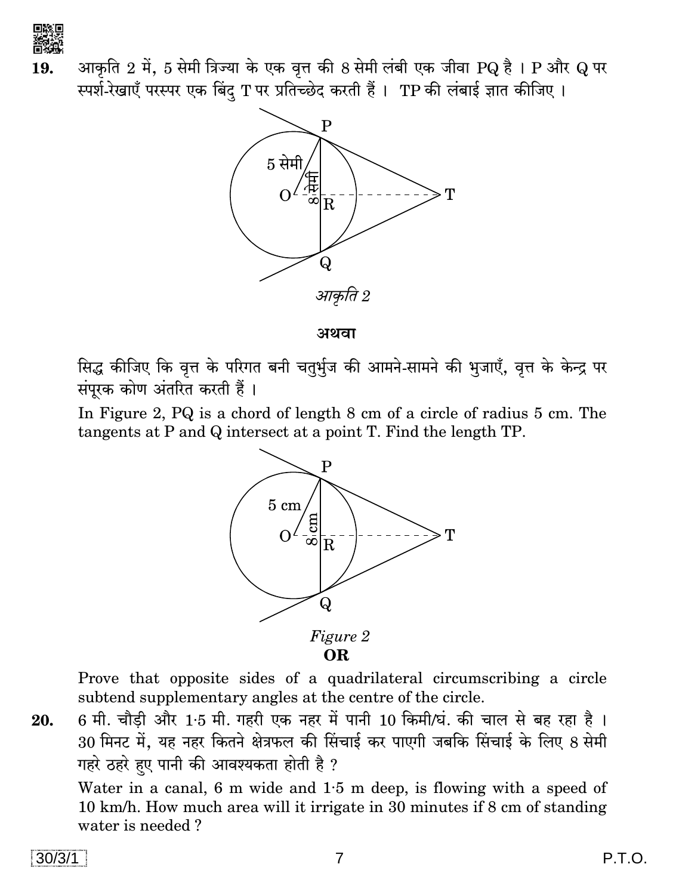**19.** आकृति 2 में, 5 सेमी त्रिज्या के एक वृत्त की 8 सेमी लंबी एक जीवा PQ है । P और Q पर स्पर्श-रेखाएँ परस्पर एक बिंदु T पर प्रतिच्छेद करती हैं । TP की लंबाई ज्ञात कीजिए ।

*आकृति 2*

**अथवा**

सिद्ध कीजिए कि वृत्त के परिगत बनी चतुर्भुज की आमने-सामने की भुजाएँ, वृत्त के केन्द्र पर संपूरक कोण अंतरित करती हैं ।

In Figure 2, PQ is a chord of length 8 cm of a circle of radius 5 cm. The tangents at P and Q intersect at a point T. Find the length TP.

*Figure 2*

**OR**

Prove that opposite sides of a quadrilateral circumscribing a circle subtend supplementary angles at the centre of the circle.

**20.** 6 मी. चौड़ी और 1·5 मी. गहरी एक नहर में पानी 10 किमी/घं. की चाल से बह रहा है । 30 मिनट में, यह नहर कितने क्षेत्रफल की सिंचाई कर पाएगी जबकि सिंचाई के लिए 8 सेमी गहरे ठहरे हुए पानी की आवश्यकता होती है ?

Water in a canal, 6 m wide and 1·5 m deep, is flowing with a speed of 10 km/h. How much area will it irrigate in 30 minutes if 8 cm of standing water is needed ?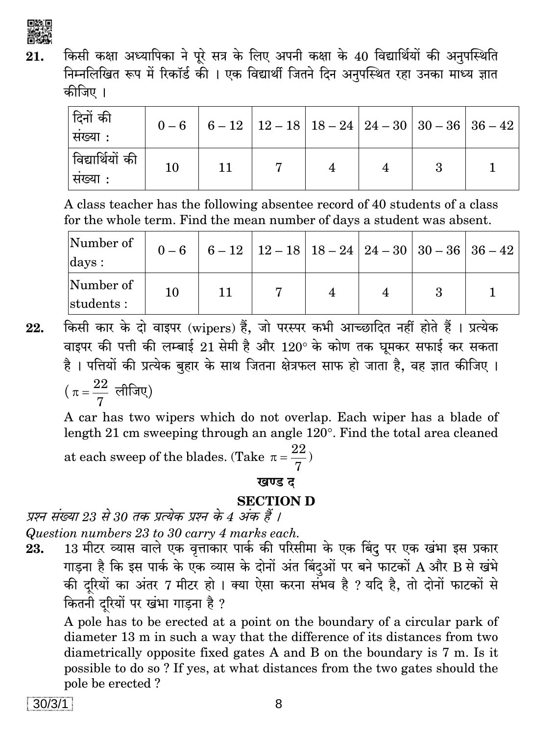**21.** किसी कक्षा अध्यापिका ने पूरे सत्र के लिए अपनी कक्षा के 40 विद्यार्थियों की अनुपस्थिति निम्नलिखित रूप में रिकॉर्ड की । एक विद्यार्थी जितने दिन अनुपस्थित रहा उनका माध्य ज्ञात कीजिए ।

| दिनों की संख्या : | 0 – 6 | 6 – 12 | 12 – 18 | 18 – 24 | 24 – 30 | 30 – 36 | 36 – 42 |
|---|---|---|---|---|---|---|---|
| विद्यार्थियों की संख्या : | 10 | 11 | 7 | 4 | 4 | 3 | 1 |

A class teacher has the following absentee record of 40 students of a class for the whole term. Find the mean number of days a student was absent.

| Number of days : | 0 – 6 | 6 – 12 | 12 – 18 | 18 – 24 | 24 – 30 | 30 – 36 | 36 – 42 |
|---|---|---|---|---|---|---|---|
| Number of students : | 10 | 11 | 7 | 4 | 4 | 3 | 1 |

**22.** किसी कार के दो वाइपर (wipers) हैं, जो परस्पर कभी आच्छादित नहीं होते हैं । प्रत्येक वाइपर की पत्ती की लम्बाई 21 सेमी है और $120°$ के कोण तक घूमकर सफाई कर सकता है । पत्तियों की प्रत्येक बुहार के साथ जितना क्षेत्रफल साफ हो जाता है, वह ज्ञात कीजिए । ($\pi = \frac{22}{7}$ लीजिए)

A car has two wipers which do not overlap. Each wiper has a blade of length 21 cm sweeping through an angle $120°$. Find the total area cleaned at each sweep of the blades. (Take $\pi = \frac{22}{7}$)

## खण्ड द

## SECTION D

*प्रश्न संख्या 23 से 30 तक प्रत्येक प्रश्न के 4 अंक हैं ।*

*Question numbers 23 to 30 carry 4 marks each.*

**23.** 13 मीटर व्यास वाले एक वृत्ताकार पार्क की परिसीमा के एक बिंदु पर एक खंभा इस प्रकार गाड़ना है कि इस पार्क के एक व्यास के दोनों अंत बिंदुओं पर बने फाटकों A और B से खंभे की दूरियों का अंतर 7 मीटर हो । क्या ऐसा करना संभव है ? यदि है, तो दोनों फाटकों से कितनी दूरियों पर खंभा गाड़ना है ?

A pole has to be erected at a point on the boundary of a circular park of diameter 13 m in such a way that the difference of its distances from two diametrically opposite fixed gates A and B on the boundary is 7 m. Is it possible to do so ? If yes, at what distances from the two gates should the pole be erected ?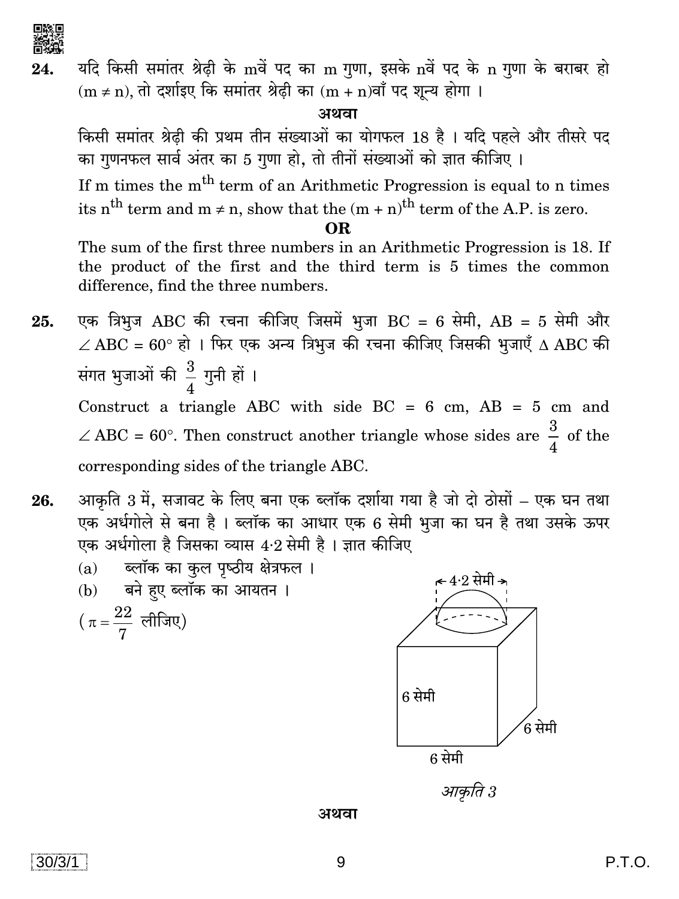**24.** यदि किसी समांतर श्रेढ़ी के mवें पद का m गुणा, इसके nवें पद के n गुणा के बराबर हो $(m \neq n)$, तो दर्शाइए कि समांतर श्रेढ़ी का $(m + n)$वाँ पद शून्य होगा ।

**अथवा**

किसी समांतर श्रेढ़ी की प्रथम तीन संख्याओं का योगफल 18 है । यदि पहले और तीसरे पद का गुणनफल सार्व अंतर का 5 गुणा हो, तो तीनों संख्याओं को ज्ञात कीजिए ।

If m times the $m^{th}$ term of an Arithmetic Progression is equal to n times its $n^{th}$ term and $m \neq n$, show that the $(m + n)^{th}$ term of the A.P. is zero.

**OR**

The sum of the first three numbers in an Arithmetic Progression is 18. If the product of the first and the third term is 5 times the common difference, find the three numbers.

**25.** एक त्रिभुज ABC की रचना कीजिए जिसमें भुजा BC = 6 सेमी, AB = 5 सेमी और $\angle ABC = 60°$ हो । फिर एक अन्य त्रिभुज की रचना कीजिए जिसकी भुजाएँ $\Delta$ ABC की संगत भुजाओं की $\frac{3}{4}$ गुनी हों ।

Construct a triangle ABC with side BC = 6 cm, AB = 5 cm and $\angle ABC = 60°$. Then construct another triangle whose sides are $\frac{3}{4}$ of the corresponding sides of the triangle ABC.

**26.** आकृति 3 में, सजावट के लिए बना एक ब्लॉक दर्शाया गया है जो दो ठोसों – एक घन तथा एक अर्धगोले से बना है । ब्लॉक का आधार एक 6 सेमी भुजा का घन है तथा उसके ऊपर एक अर्धगोला है जिसका व्यास 4·2 सेमी है । ज्ञात कीजिए

(a) ब्लॉक का कुल पृष्ठीय क्षेत्रफल ।

(b) बने हुए ब्लॉक का आयतन ।

($\pi = \frac{22}{7}$ लीजिए)

*आकृति 3*

**अथवा**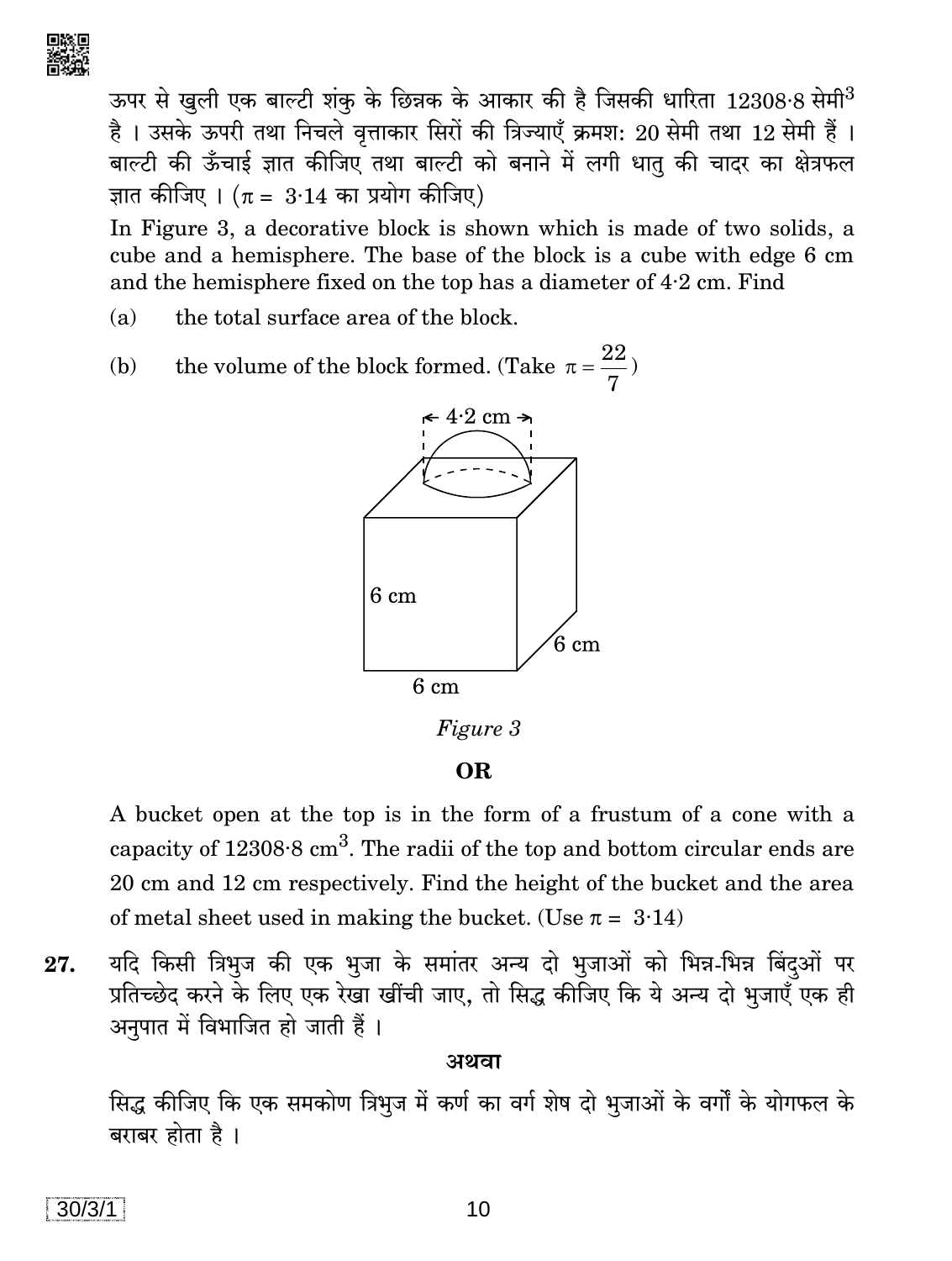ऊपर से खुली एक बाल्टी शंकु के छिन्नक के आकार की है जिसकी धारिता 12308·8 सेमी$^3$ है । उसके ऊपरी तथा निचले वृत्ताकार सिरों की त्रिज्याएँ क्रमशः 20 सेमी तथा 12 सेमी हैं । बाल्टी की ऊँचाई ज्ञात कीजिए तथा बाल्टी को बनाने में लगी धातु की चादर का क्षेत्रफल ज्ञात कीजिए । ($\pi = 3 \cdot 14$ का प्रयोग कीजिए)

In Figure 3, a decorative block is shown which is made of two solids, a cube and a hemisphere. The base of the block is a cube with edge 6 cm and the hemisphere fixed on the top has a diameter of 4·2 cm. Find

(a) the total surface area of the block.

(b) the volume of the block formed. (Take $\pi = \frac{22}{7}$)

*Figure 3*

**OR**

A bucket open at the top is in the form of a frustum of a cone with a capacity of 12308·8 cm$^3$. The radii of the top and bottom circular ends are 20 cm and 12 cm respectively. Find the height of the bucket and the area of metal sheet used in making the bucket. (Use $\pi = 3 \cdot 14$)

**27.** यदि किसी त्रिभुज की एक भुजा के समांतर अन्य दो भुजाओं को भिन्न-भिन्न बिंदुओं पर प्रतिच्छेद करने के लिए एक रेखा खींची जाए, तो सिद्ध कीजिए कि ये अन्य दो भुजाएँ एक ही अनुपात में विभाजित हो जाती हैं ।

**अथवा**

सिद्ध कीजिए कि एक समकोण त्रिभुज में कर्ण का वर्ग शेष दो भुजाओं के वर्गों के योगफल के बराबर होता है ।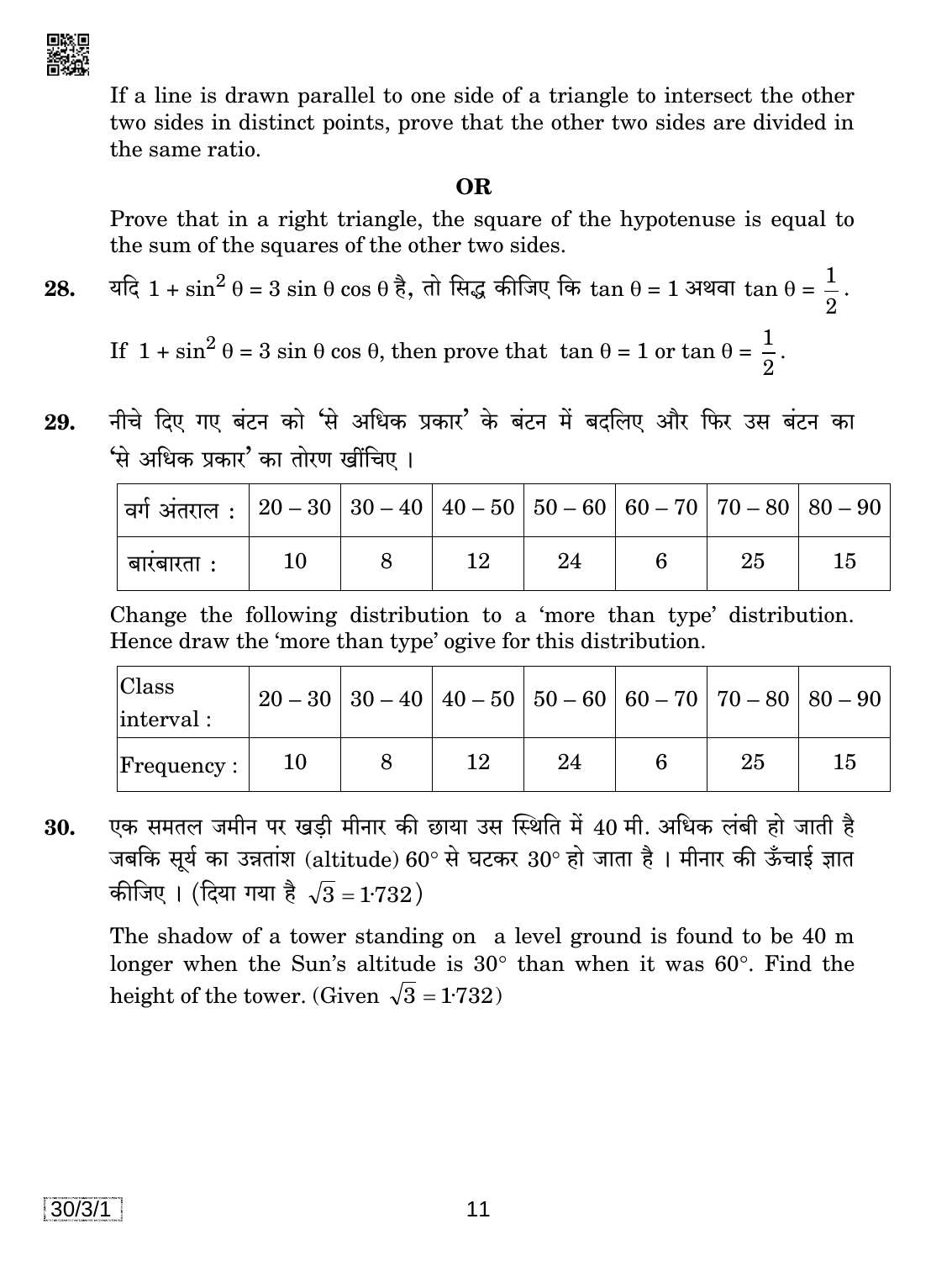If a line is drawn parallel to one side of a triangle to intersect the other two sides in distinct points, prove that the other two sides are divided in the same ratio.

**OR**

Prove that in a right triangle, the square of the hypotenuse is equal to the sum of the squares of the other two sides.

**28.** यदि $1 + \sin^2 \theta = 3 \sin \theta \cos \theta$ है, तो सिद्ध कीजिए कि $\tan \theta = 1$ अथवा $\tan \theta = \frac{1}{2}$.

If $1 + \sin^2 \theta = 3 \sin \theta \cos \theta$, then prove that $\tan \theta = 1$ or $\tan \theta = \frac{1}{2}$.

**29.** नीचे दिए गए बंटन को 'से अधिक प्रकार' के बंटन में बदलिए और फिर उस बंटन का 'से अधिक प्रकार' का तोरण खींचिए ।

| वर्ग अंतराल : | 20 – 30 | 30 – 40 | 40 – 50 | 50 – 60 | 60 – 70 | 70 – 80 | 80 – 90 |
|---|---|---|---|---|---|---|---|
| बारंबारता : | 10 | 8 | 12 | 24 | 6 | 25 | 15 |

Change the following distribution to a 'more than type' distribution. Hence draw the 'more than type' ogive for this distribution.

| Class interval : | 20 – 30 | 30 – 40 | 40 – 50 | 50 – 60 | 60 – 70 | 70 – 80 | 80 – 90 |
|---|---|---|---|---|---|---|---|
| Frequency : | 10 | 8 | 12 | 24 | 6 | 25 | 15 |

**30.** एक समतल जमीन पर खड़ी मीनार की छाया उस स्थिति में 40 मी. अधिक लंबी हो जाती है जबकि सूर्य का उन्नतांश (altitude) 60° से घटकर 30° हो जाता है । मीनार की ऊँचाई ज्ञात कीजिए । (दिया गया है $\sqrt{3} = 1{\cdot}732$)

The shadow of a tower standing on a level ground is found to be 40 m longer when the Sun's altitude is 30° than when it was 60°. Find the height of the tower. (Given $\sqrt{3} = 1{\cdot}732$)